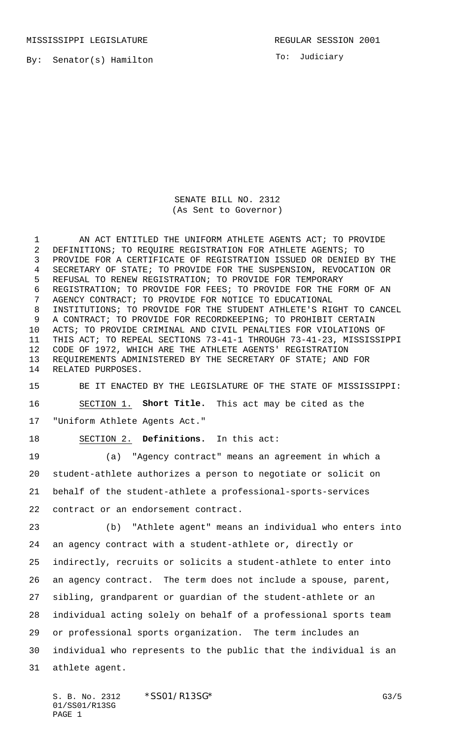MISSISSIPPI LEGISLATURE REGULAR SESSION 2001

By: Senator(s) Hamilton

To: Judiciary

# SENATE BILL NO. 2312
(As Sent to Governor)

AN ACT ENTITLED THE UNIFORM ATHLETE AGENTS ACT; TO PROVIDE DEFINITIONS; TO REQUIRE REGISTRATION FOR ATHLETE AGENTS; TO PROVIDE FOR A CERTIFICATE OF REGISTRATION ISSUED OR DENIED BY THE SECRETARY OF STATE; TO PROVIDE FOR THE SUSPENSION, REVOCATION OR REFUSAL TO RENEW REGISTRATION; TO PROVIDE FOR TEMPORARY REGISTRATION; TO PROVIDE FOR FEES; TO PROVIDE FOR THE FORM OF AN AGENCY CONTRACT; TO PROVIDE FOR NOTICE TO EDUCATIONAL INSTITUTIONS; TO PROVIDE FOR THE STUDENT ATHLETE'S RIGHT TO CANCEL A CONTRACT; TO PROVIDE FOR RECORDKEEPING; TO PROHIBIT CERTAIN ACTS; TO PROVIDE CRIMINAL AND CIVIL PENALTIES FOR VIOLATIONS OF THIS ACT; TO REPEAL SECTIONS 73-41-1 THROUGH 73-41-23, MISSISSIPPI CODE OF 1972, WHICH ARE THE ATHLETE AGENTS' REGISTRATION REQUIREMENTS ADMINISTERED BY THE SECRETARY OF STATE; AND FOR RELATED PURPOSES.

BE IT ENACTED BY THE LEGISLATURE OF THE STATE OF MISSISSIPPI:

SECTION 1. **Short Title.** This act may be cited as the "Uniform Athlete Agents Act."

SECTION 2. **Definitions.** In this act:

(a) "Agency contract" means an agreement in which a student-athlete authorizes a person to negotiate or solicit on behalf of the student-athlete a professional-sports-services contract or an endorsement contract.

(b) "Athlete agent" means an individual who enters into an agency contract with a student-athlete or, directly or indirectly, recruits or solicits a student-athlete to enter into an agency contract. The term does not include a spouse, parent, sibling, grandparent or guardian of the student-athlete or an individual acting solely on behalf of a professional sports team or professional sports organization. The term includes an individual who represents to the public that the individual is an athlete agent.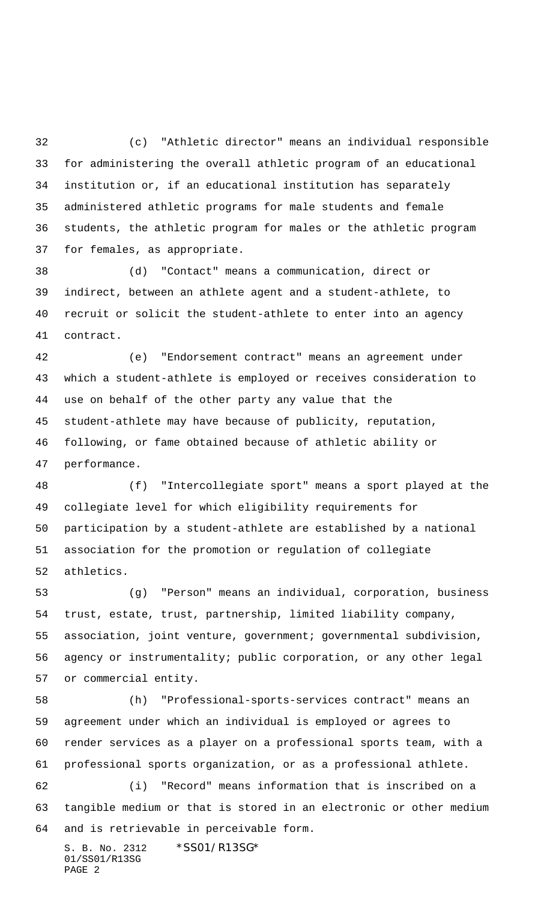(c) "Athletic director" means an individual responsible for administering the overall athletic program of an educational institution or, if an educational institution has separately administered athletic programs for male students and female students, the athletic program for males or the athletic program for females, as appropriate.

(d) "Contact" means a communication, direct or indirect, between an athlete agent and a student-athlete, to recruit or solicit the student-athlete to enter into an agency contract.

(e) "Endorsement contract" means an agreement under which a student-athlete is employed or receives consideration to use on behalf of the other party any value that the student-athlete may have because of publicity, reputation, following, or fame obtained because of athletic ability or performance.

(f) "Intercollegiate sport" means a sport played at the collegiate level for which eligibility requirements for participation by a student-athlete are established by a national association for the promotion or regulation of collegiate athletics.

(g) "Person" means an individual, corporation, business trust, estate, trust, partnership, limited liability company, association, joint venture, government; governmental subdivision, agency or instrumentality; public corporation, or any other legal or commercial entity.

(h) "Professional-sports-services contract" means an agreement under which an individual is employed or agrees to render services as a player on a professional sports team, with a professional sports organization, or as a professional athlete.

(i) "Record" means information that is inscribed on a tangible medium or that is stored in an electronic or other medium and is retrievable in perceivable form.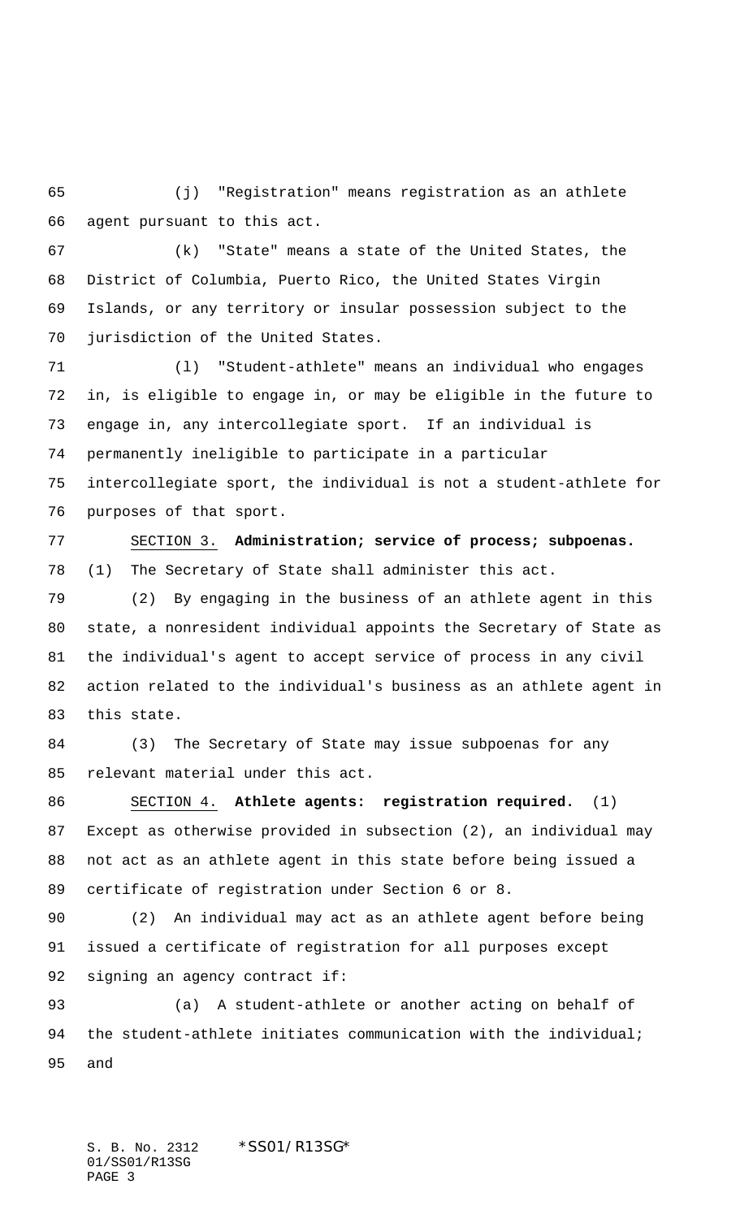(j) "Registration" means registration as an athlete agent pursuant to this act.

(k) "State" means a state of the United States, the District of Columbia, Puerto Rico, the United States Virgin Islands, or any territory or insular possession subject to the jurisdiction of the United States.

(l) "Student-athlete" means an individual who engages in, is eligible to engage in, or may be eligible in the future to engage in, any intercollegiate sport. If an individual is permanently ineligible to participate in a particular intercollegiate sport, the individual is not a student-athlete for purposes of that sport.

SECTION 3. **Administration; service of process; subpoenas.** (1) The Secretary of State shall administer this act.

(2) By engaging in the business of an athlete agent in this state, a nonresident individual appoints the Secretary of State as the individual's agent to accept service of process in any civil action related to the individual's business as an athlete agent in this state.

(3) The Secretary of State may issue subpoenas for any relevant material under this act.

SECTION 4. **Athlete agents: registration required.** (1) Except as otherwise provided in subsection (2), an individual may not act as an athlete agent in this state before being issued a certificate of registration under Section 6 or 8.

(2) An individual may act as an athlete agent before being issued a certificate of registration for all purposes except signing an agency contract if:

(a) A student-athlete or another acting on behalf of the student-athlete initiates communication with the individual; and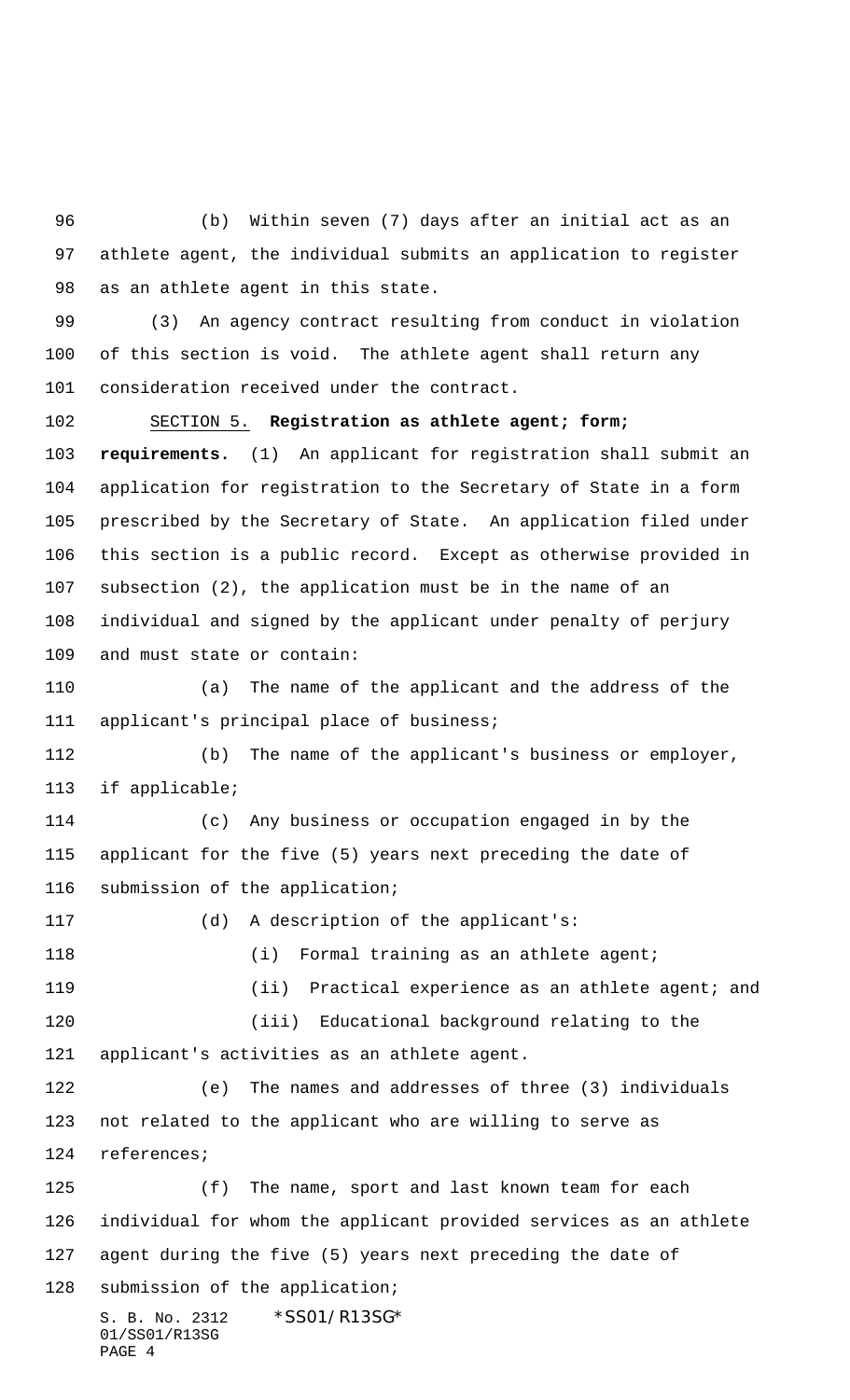(b) Within seven (7) days after an initial act as an athlete agent, the individual submits an application to register as an athlete agent in this state.

(3) An agency contract resulting from conduct in violation of this section is void. The athlete agent shall return any consideration received under the contract.

SECTION 5. **Registration as athlete agent; form; requirements.** (1) An applicant for registration shall submit an application for registration to the Secretary of State in a form prescribed by the Secretary of State. An application filed under this section is a public record. Except as otherwise provided in subsection (2), the application must be in the name of an individual and signed by the applicant under penalty of perjury and must state or contain:

(a) The name of the applicant and the address of the applicant's principal place of business;

(b) The name of the applicant's business or employer, if applicable;

(c) Any business or occupation engaged in by the applicant for the five (5) years next preceding the date of submission of the application;

(d) A description of the applicant's:

(i) Formal training as an athlete agent;

(ii) Practical experience as an athlete agent; and

(iii) Educational background relating to the applicant's activities as an athlete agent.

(e) The names and addresses of three (3) individuals not related to the applicant who are willing to serve as references;

(f) The name, sport and last known team for each individual for whom the applicant provided services as an athlete agent during the five (5) years next preceding the date of submission of the application;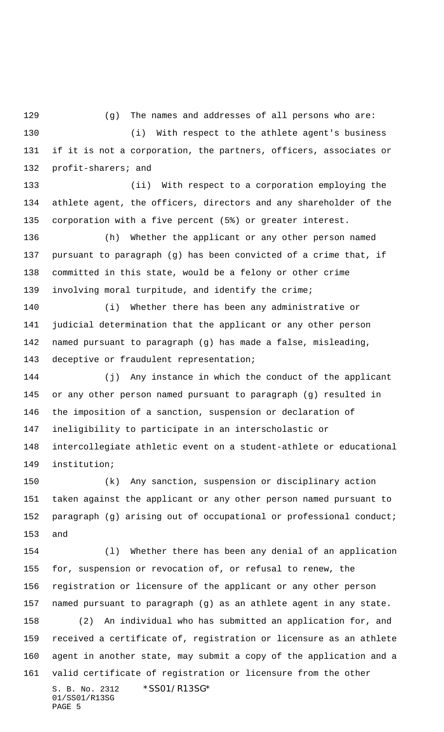(g) The names and addresses of all persons who are:

(i) With respect to the athlete agent's business if it is not a corporation, the partners, officers, associates or profit-sharers; and

(ii) With respect to a corporation employing the athlete agent, the officers, directors and any shareholder of the corporation with a five percent (5%) or greater interest.

(h) Whether the applicant or any other person named pursuant to paragraph (g) has been convicted of a crime that, if committed in this state, would be a felony or other crime involving moral turpitude, and identify the crime;

(i) Whether there has been any administrative or judicial determination that the applicant or any other person named pursuant to paragraph (g) has made a false, misleading, deceptive or fraudulent representation;

(j) Any instance in which the conduct of the applicant or any other person named pursuant to paragraph (g) resulted in the imposition of a sanction, suspension or declaration of ineligibility to participate in an interscholastic or intercollegiate athletic event on a student-athlete or educational institution;

(k) Any sanction, suspension or disciplinary action taken against the applicant or any other person named pursuant to paragraph (g) arising out of occupational or professional conduct; and

(l) Whether there has been any denial of an application for, suspension or revocation of, or refusal to renew, the registration or licensure of the applicant or any other person named pursuant to paragraph (g) as an athlete agent in any state.

(2) An individual who has submitted an application for, and received a certificate of, registration or licensure as an athlete agent in another state, may submit a copy of the application and a valid certificate of registration or licensure from the other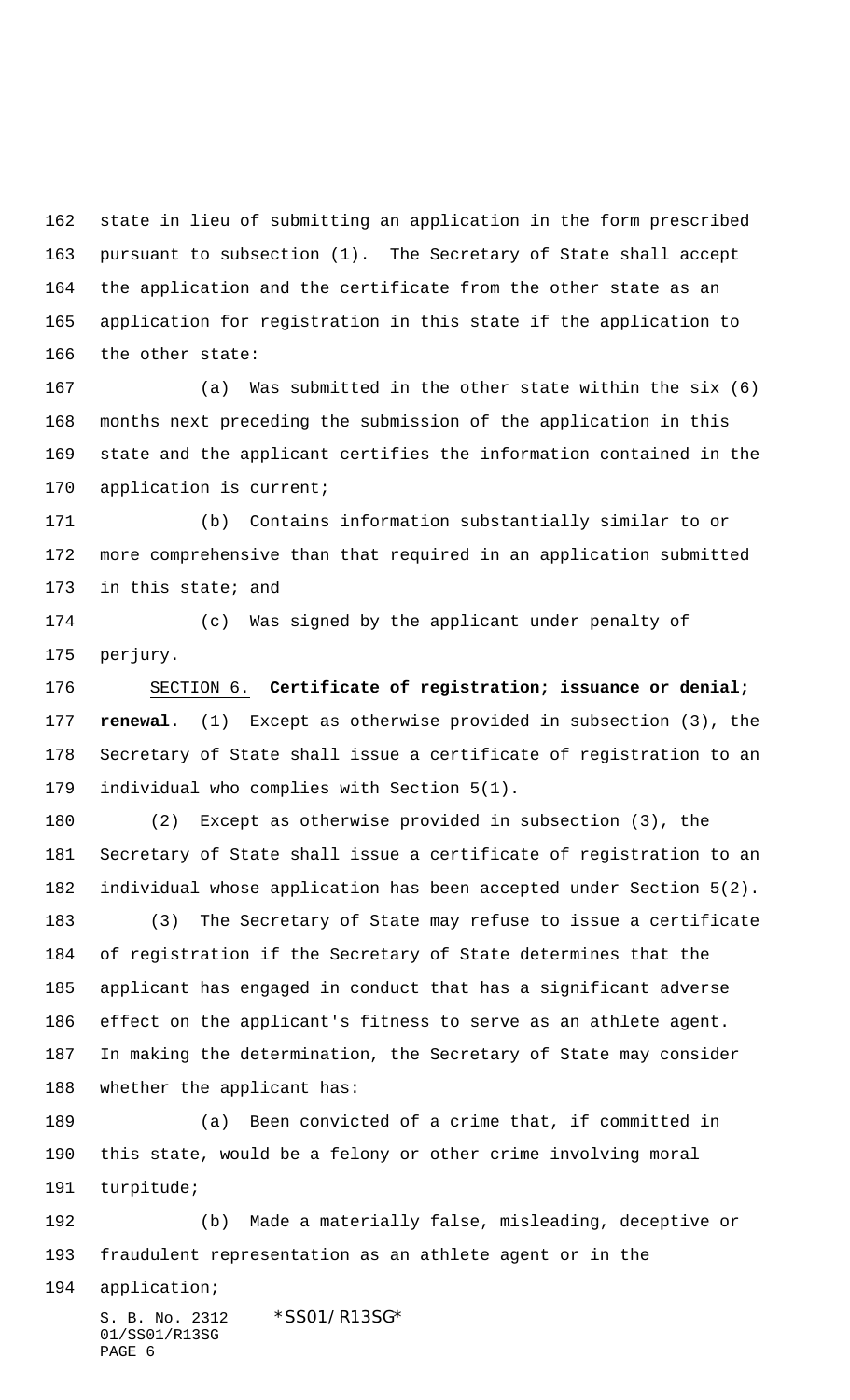state in lieu of submitting an application in the form prescribed pursuant to subsection (1). The Secretary of State shall accept the application and the certificate from the other state as an application for registration in this state if the application to the other state:

(a) Was submitted in the other state within the six (6) months next preceding the submission of the application in this state and the applicant certifies the information contained in the application is current;

(b) Contains information substantially similar to or more comprehensive than that required in an application submitted in this state; and

(c) Was signed by the applicant under penalty of perjury.

SECTION 6. **Certificate of registration; issuance or denial; renewal.** (1) Except as otherwise provided in subsection (3), the Secretary of State shall issue a certificate of registration to an individual who complies with Section 5(1).

(2) Except as otherwise provided in subsection (3), the Secretary of State shall issue a certificate of registration to an individual whose application has been accepted under Section 5(2).

(3) The Secretary of State may refuse to issue a certificate of registration if the Secretary of State determines that the applicant has engaged in conduct that has a significant adverse effect on the applicant's fitness to serve as an athlete agent. In making the determination, the Secretary of State may consider whether the applicant has:

(a) Been convicted of a crime that, if committed in this state, would be a felony or other crime involving moral turpitude;

(b) Made a materially false, misleading, deceptive or fraudulent representation as an athlete agent or in the application;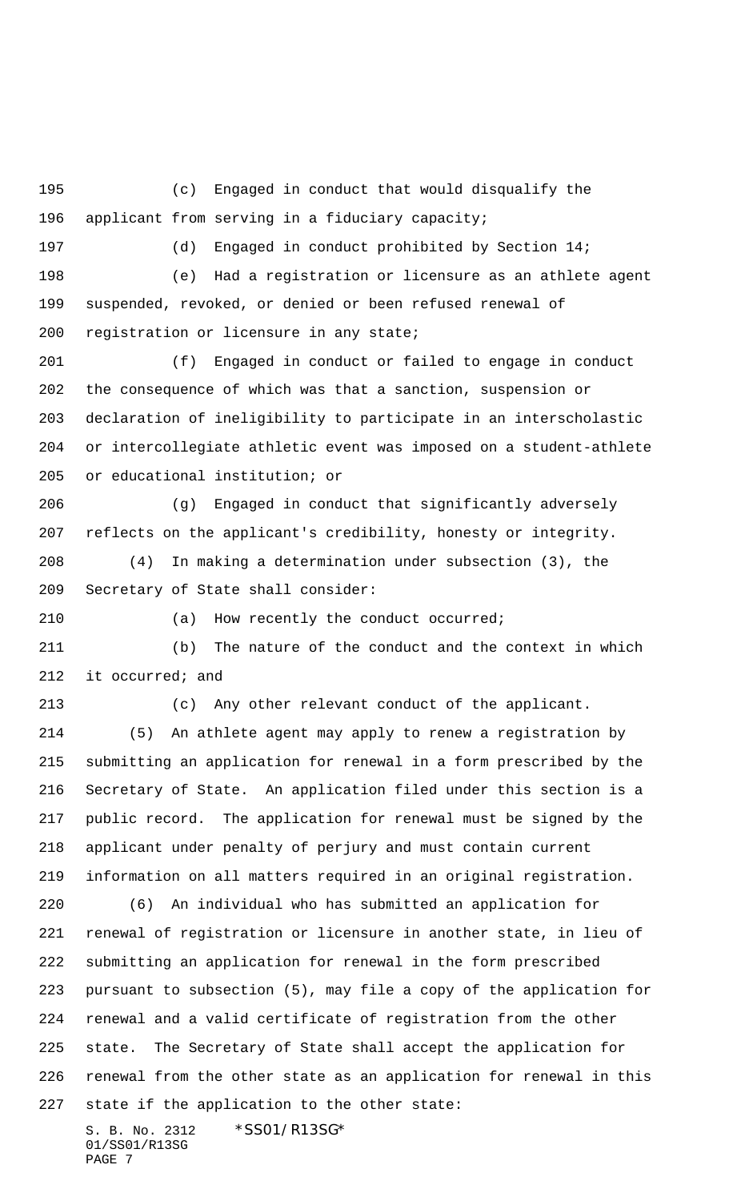(c) Engaged in conduct that would disqualify the applicant from serving in a fiduciary capacity;

(d) Engaged in conduct prohibited by Section 14;

(e) Had a registration or licensure as an athlete agent suspended, revoked, or denied or been refused renewal of registration or licensure in any state;

(f) Engaged in conduct or failed to engage in conduct the consequence of which was that a sanction, suspension or declaration of ineligibility to participate in an interscholastic or intercollegiate athletic event was imposed on a student-athlete or educational institution; or

(g) Engaged in conduct that significantly adversely reflects on the applicant's credibility, honesty or integrity.

(4) In making a determination under subsection (3), the Secretary of State shall consider:

(a) How recently the conduct occurred;

(b) The nature of the conduct and the context in which it occurred; and

(c) Any other relevant conduct of the applicant.

(5) An athlete agent may apply to renew a registration by submitting an application for renewal in a form prescribed by the Secretary of State. An application filed under this section is a public record. The application for renewal must be signed by the applicant under penalty of perjury and must contain current information on all matters required in an original registration.

(6) An individual who has submitted an application for renewal of registration or licensure in another state, in lieu of submitting an application for renewal in the form prescribed pursuant to subsection (5), may file a copy of the application for renewal and a valid certificate of registration from the other state. The Secretary of State shall accept the application for renewal from the other state as an application for renewal in this state if the application to the other state: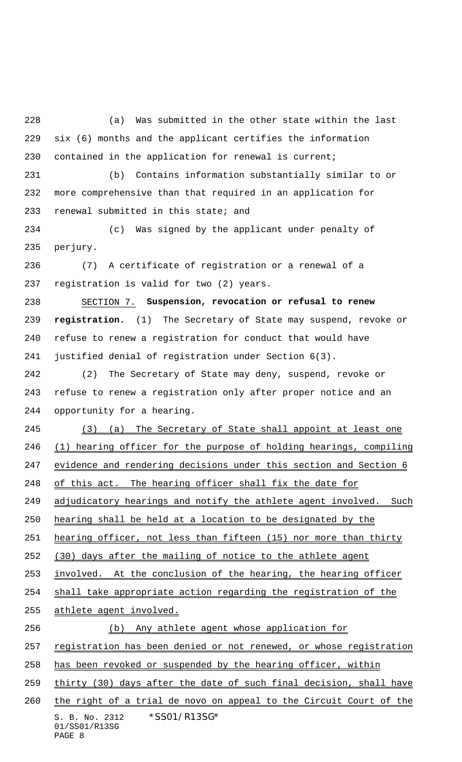(a) Was submitted in the other state within the last six (6) months and the applicant certifies the information contained in the application for renewal is current;

(b) Contains information substantially similar to or more comprehensive than that required in an application for renewal submitted in this state; and

(c) Was signed by the applicant under penalty of perjury.

(7) A certificate of registration or a renewal of a registration is valid for two (2) years.

SECTION 7. **Suspension, revocation or refusal to renew registration.** (1) The Secretary of State may suspend, revoke or refuse to renew a registration for conduct that would have justified denial of registration under Section 6(3).

(2) The Secretary of State may deny, suspend, revoke or refuse to renew a registration only after proper notice and an opportunity for a hearing.

(3) (a) The Secretary of State shall appoint at least one (1) hearing officer for the purpose of holding hearings, compiling evidence and rendering decisions under this section and Section 6 of this act. The hearing officer shall fix the date for adjudicatory hearings and notify the athlete agent involved. Such hearing shall be held at a location to be designated by the hearing officer, not less than fifteen (15) nor more than thirty (30) days after the mailing of notice to the athlete agent involved. At the conclusion of the hearing, the hearing officer shall take appropriate action regarding the registration of the athlete agent involved.

(b) Any athlete agent whose application for registration has been denied or not renewed, or whose registration has been revoked or suspended by the hearing officer, within thirty (30) days after the date of such final decision, shall have the right of a trial de novo on appeal to the Circuit Court of the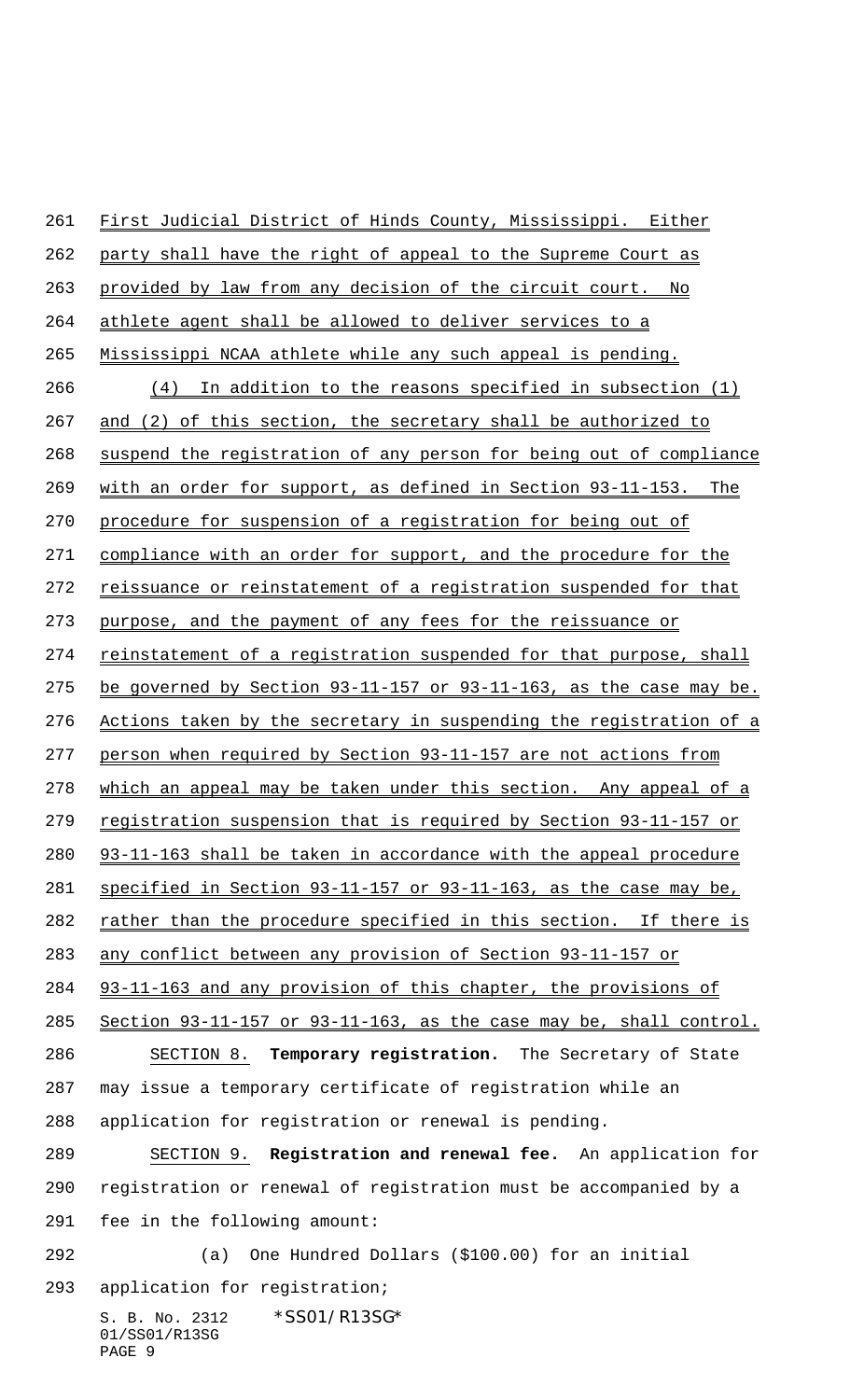First Judicial District of Hinds County, Mississippi. Either party shall have the right of appeal to the Supreme Court as provided by law from any decision of the circuit court. No athlete agent shall be allowed to deliver services to a Mississippi NCAA athlete while any such appeal is pending.

(4) In addition to the reasons specified in subsection (1) and (2) of this section, the secretary shall be authorized to suspend the registration of any person for being out of compliance with an order for support, as defined in Section 93-11-153. The procedure for suspension of a registration for being out of compliance with an order for support, and the procedure for the reissuance or reinstatement of a registration suspended for that purpose, and the payment of any fees for the reissuance or reinstatement of a registration suspended for that purpose, shall be governed by Section 93-11-157 or 93-11-163, as the case may be. Actions taken by the secretary in suspending the registration of a person when required by Section 93-11-157 are not actions from which an appeal may be taken under this section. Any appeal of a registration suspension that is required by Section 93-11-157 or 93-11-163 shall be taken in accordance with the appeal procedure specified in Section 93-11-157 or 93-11-163, as the case may be, rather than the procedure specified in this section. If there is any conflict between any provision of Section 93-11-157 or 93-11-163 and any provision of this chapter, the provisions of Section 93-11-157 or 93-11-163, as the case may be, shall control.

SECTION 8. **Temporary registration.** The Secretary of State may issue a temporary certificate of registration while an application for registration or renewal is pending.

SECTION 9. **Registration and renewal fee.** An application for registration or renewal of registration must be accompanied by a fee in the following amount:

(a) One Hundred Dollars ($100.00) for an initial application for registration;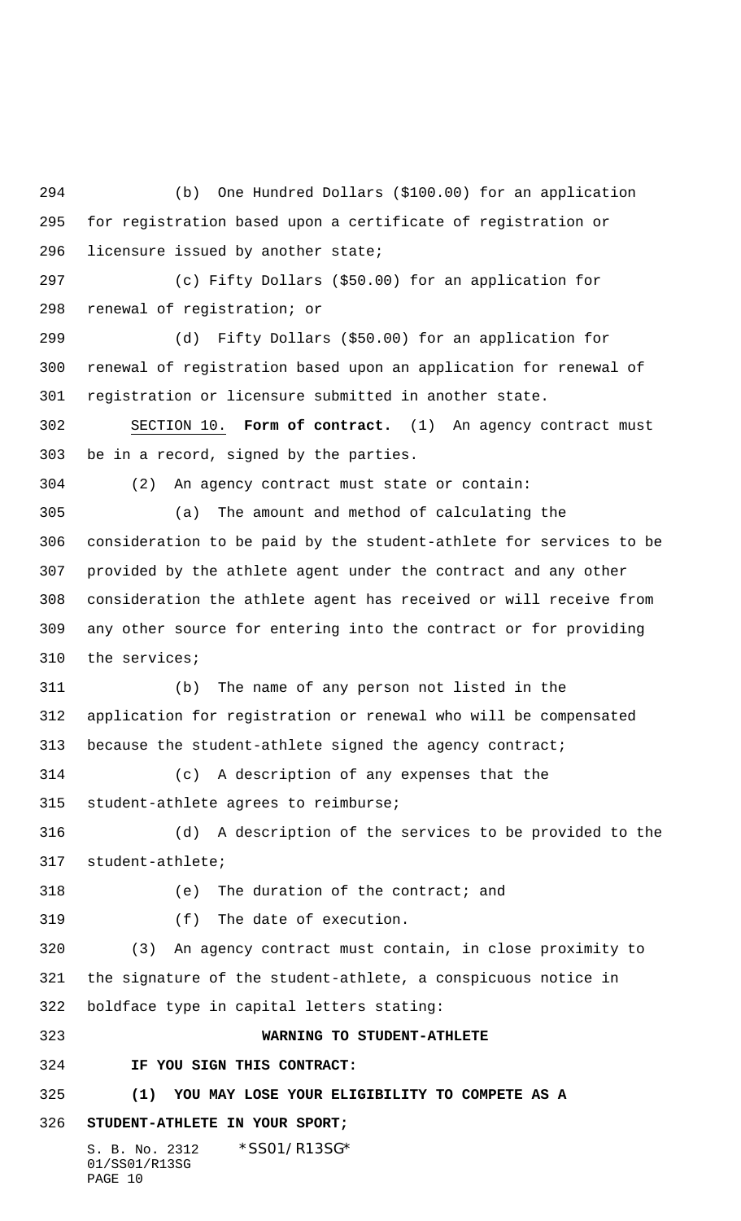(b) One Hundred Dollars ($100.00) for an application for registration based upon a certificate of registration or licensure issued by another state;

(c) Fifty Dollars ($50.00) for an application for renewal of registration; or

(d) Fifty Dollars ($50.00) for an application for renewal of registration based upon an application for renewal of registration or licensure submitted in another state.

SECTION 10. **Form of contract.** (1) An agency contract must be in a record, signed by the parties.

(2) An agency contract must state or contain:

(a) The amount and method of calculating the consideration to be paid by the student-athlete for services to be provided by the athlete agent under the contract and any other consideration the athlete agent has received or will receive from any other source for entering into the contract or for providing the services;

(b) The name of any person not listed in the application for registration or renewal who will be compensated because the student-athlete signed the agency contract;

(c) A description of any expenses that the student-athlete agrees to reimburse;

(d) A description of the services to be provided to the student-athlete;

(e) The duration of the contract; and

(f) The date of execution.

(3) An agency contract must contain, in close proximity to the signature of the student-athlete, a conspicuous notice in boldface type in capital letters stating:

**WARNING TO STUDENT-ATHLETE**

**IF YOU SIGN THIS CONTRACT:**

**(1) YOU MAY LOSE YOUR ELIGIBILITY TO COMPETE AS A STUDENT-ATHLETE IN YOUR SPORT;**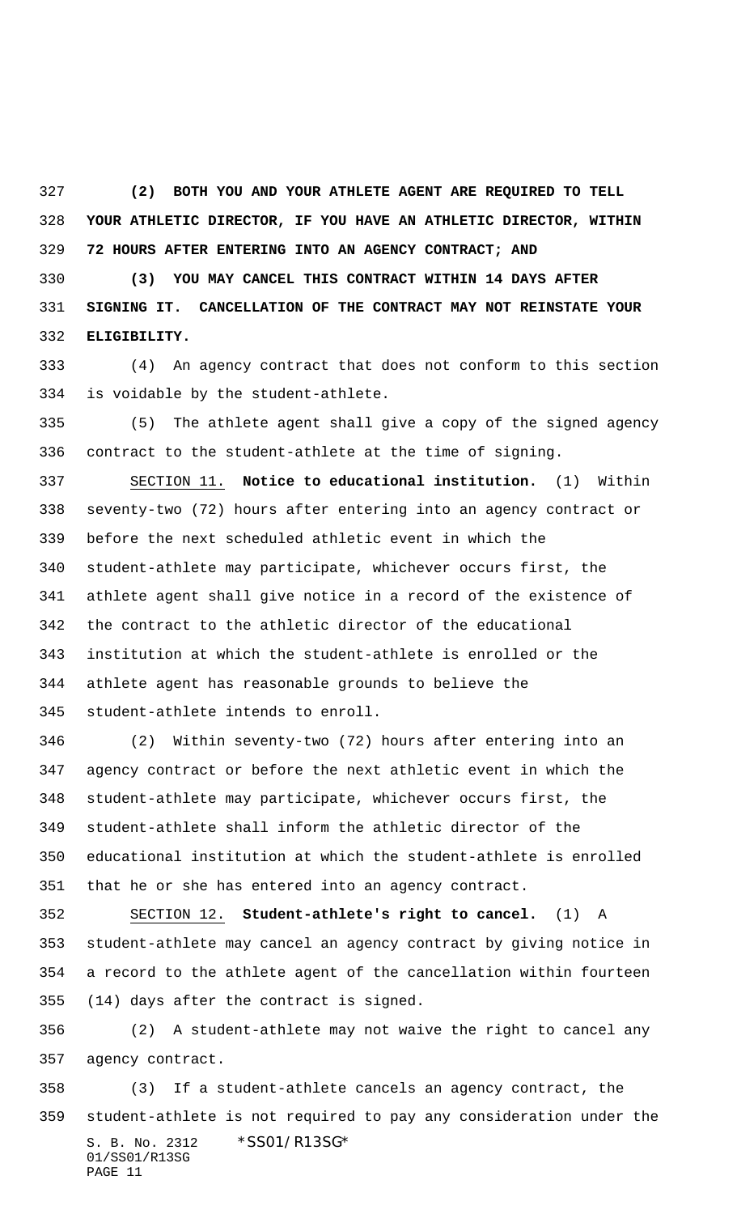**(2) BOTH YOU AND YOUR ATHLETE AGENT ARE REQUIRED TO TELL YOUR ATHLETIC DIRECTOR, IF YOU HAVE AN ATHLETIC DIRECTOR, WITHIN 72 HOURS AFTER ENTERING INTO AN AGENCY CONTRACT; AND**

**(3) YOU MAY CANCEL THIS CONTRACT WITHIN 14 DAYS AFTER SIGNING IT. CANCELLATION OF THE CONTRACT MAY NOT REINSTATE YOUR ELIGIBILITY.**

(4) An agency contract that does not conform to this section is voidable by the student-athlete.

(5) The athlete agent shall give a copy of the signed agency contract to the student-athlete at the time of signing.

SECTION 11. **Notice to educational institution.** (1) Within seventy-two (72) hours after entering into an agency contract or before the next scheduled athletic event in which the student-athlete may participate, whichever occurs first, the athlete agent shall give notice in a record of the existence of the contract to the athletic director of the educational institution at which the student-athlete is enrolled or the athlete agent has reasonable grounds to believe the student-athlete intends to enroll.

(2) Within seventy-two (72) hours after entering into an agency contract or before the next athletic event in which the student-athlete may participate, whichever occurs first, the student-athlete shall inform the athletic director of the educational institution at which the student-athlete is enrolled that he or she has entered into an agency contract.

SECTION 12. **Student-athlete's right to cancel.** (1) A student-athlete may cancel an agency contract by giving notice in a record to the athlete agent of the cancellation within fourteen (14) days after the contract is signed.

(2) A student-athlete may not waive the right to cancel any agency contract.

(3) If a student-athlete cancels an agency contract, the student-athlete is not required to pay any consideration under the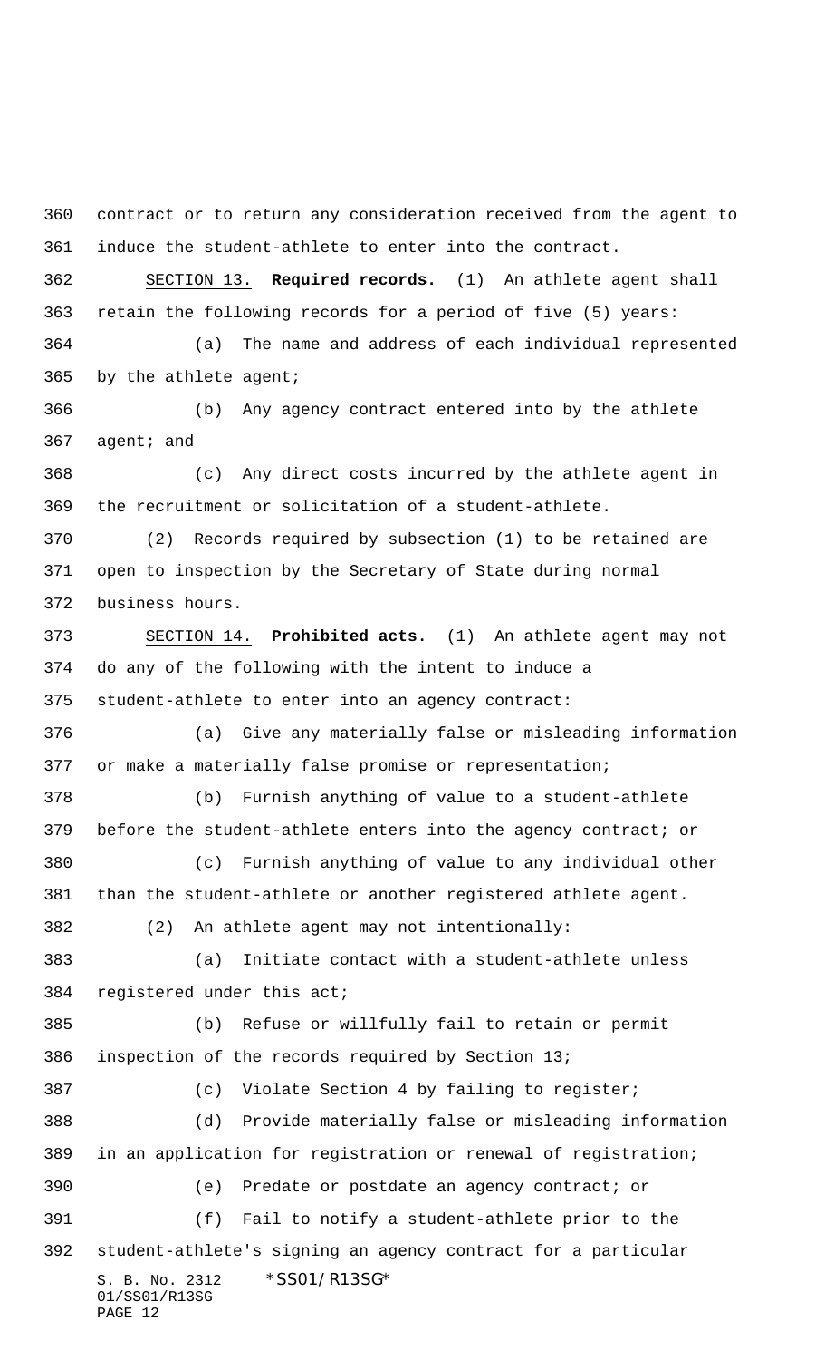contract or to return any consideration received from the agent to induce the student-athlete to enter into the contract.

SECTION 13. **Required records.** (1) An athlete agent shall retain the following records for a period of five (5) years:

(a) The name and address of each individual represented by the athlete agent;

(b) Any agency contract entered into by the athlete agent; and

(c) Any direct costs incurred by the athlete agent in the recruitment or solicitation of a student-athlete.

(2) Records required by subsection (1) to be retained are open to inspection by the Secretary of State during normal business hours.

SECTION 14. **Prohibited acts.** (1) An athlete agent may not do any of the following with the intent to induce a student-athlete to enter into an agency contract:

(a) Give any materially false or misleading information or make a materially false promise or representation;

(b) Furnish anything of value to a student-athlete before the student-athlete enters into the agency contract; or

(c) Furnish anything of value to any individual other than the student-athlete or another registered athlete agent.

(2) An athlete agent may not intentionally:

(a) Initiate contact with a student-athlete unless registered under this act;

(b) Refuse or willfully fail to retain or permit inspection of the records required by Section 13;

(c) Violate Section 4 by failing to register;

(d) Provide materially false or misleading information in an application for registration or renewal of registration;

(e) Predate or postdate an agency contract; or

(f) Fail to notify a student-athlete prior to the student-athlete's signing an agency contract for a particular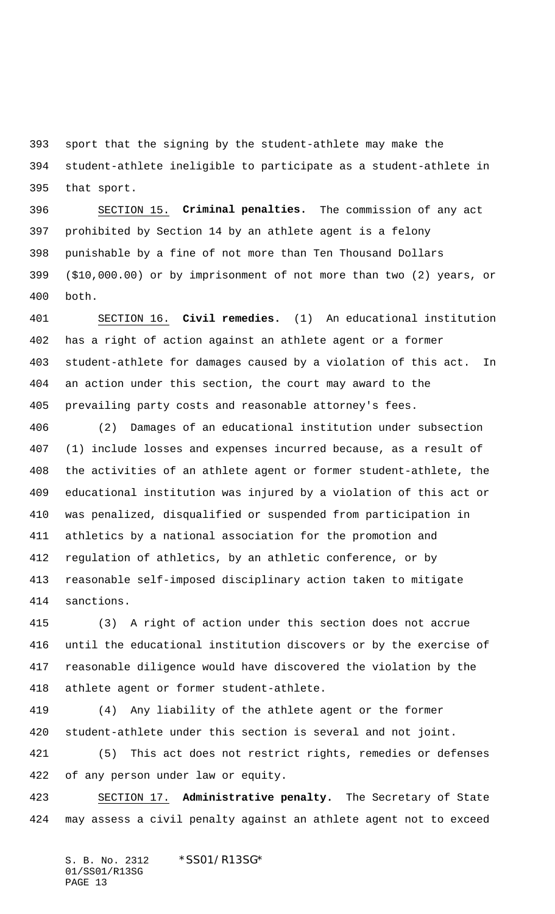sport that the signing by the student-athlete may make the student-athlete ineligible to participate as a student-athlete in that sport.

SECTION 15. **Criminal penalties.** The commission of any act prohibited by Section 14 by an athlete agent is a felony punishable by a fine of not more than Ten Thousand Dollars ($10,000.00) or by imprisonment of not more than two (2) years, or both.

SECTION 16. **Civil remedies.** (1) An educational institution has a right of action against an athlete agent or a former student-athlete for damages caused by a violation of this act. In an action under this section, the court may award to the prevailing party costs and reasonable attorney's fees.

(2) Damages of an educational institution under subsection (1) include losses and expenses incurred because, as a result of the activities of an athlete agent or former student-athlete, the educational institution was injured by a violation of this act or was penalized, disqualified or suspended from participation in athletics by a national association for the promotion and regulation of athletics, by an athletic conference, or by reasonable self-imposed disciplinary action taken to mitigate sanctions.

(3) A right of action under this section does not accrue until the educational institution discovers or by the exercise of reasonable diligence would have discovered the violation by the athlete agent or former student-athlete.

(4) Any liability of the athlete agent or the former student-athlete under this section is several and not joint.

(5) This act does not restrict rights, remedies or defenses of any person under law or equity.

SECTION 17. **Administrative penalty.** The Secretary of State may assess a civil penalty against an athlete agent not to exceed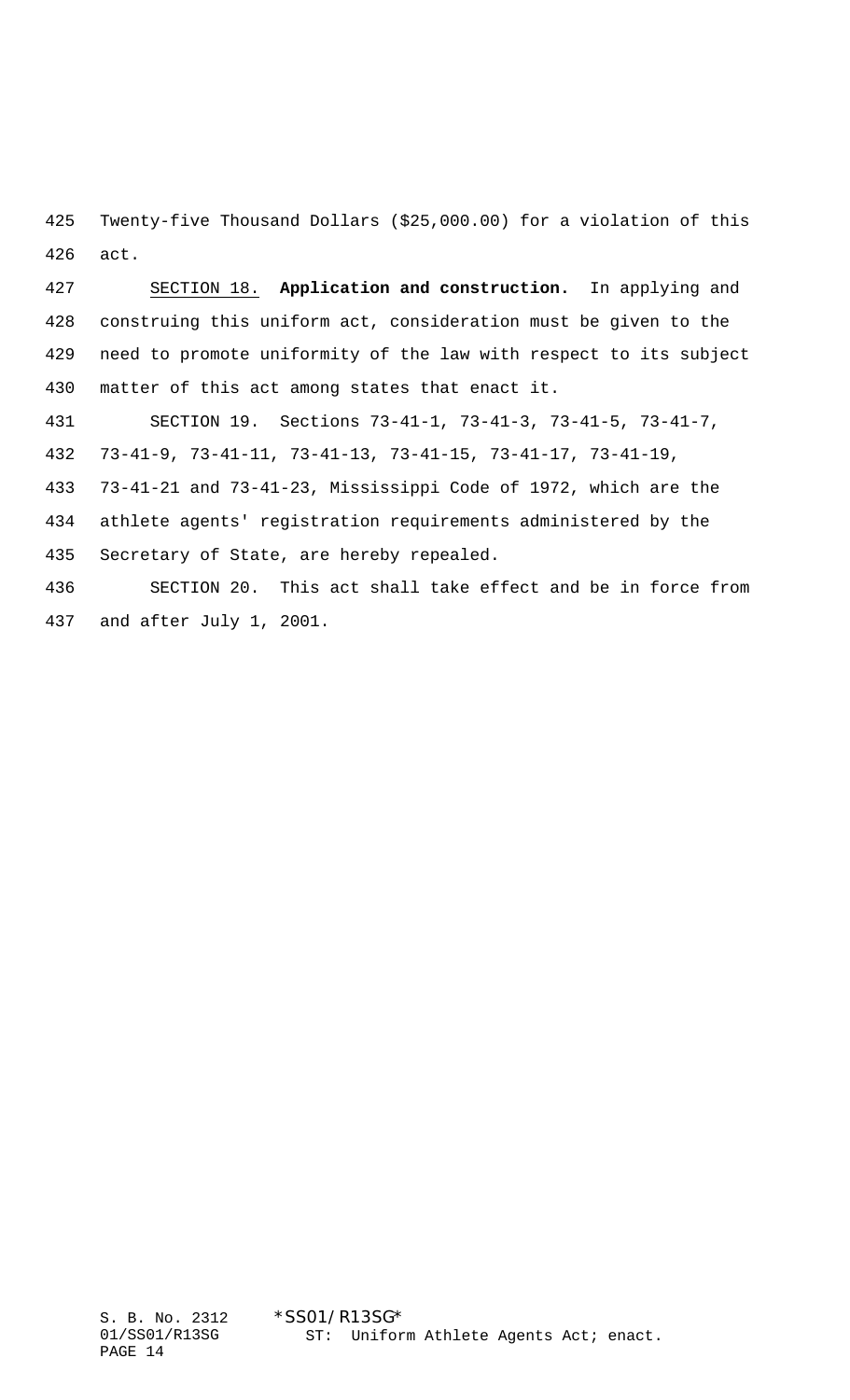Twenty-five Thousand Dollars ($25,000.00) for a violation of this act.

SECTION 18. **Application and construction.** In applying and construing this uniform act, consideration must be given to the need to promote uniformity of the law with respect to its subject matter of this act among states that enact it.

SECTION 19. Sections 73-41-1, 73-41-3, 73-41-5, 73-41-7, 73-41-9, 73-41-11, 73-41-13, 73-41-15, 73-41-17, 73-41-19, 73-41-21 and 73-41-23, Mississippi Code of 1972, which are the athlete agents' registration requirements administered by the Secretary of State, are hereby repealed.

SECTION 20. This act shall take effect and be in force from and after July 1, 2001.